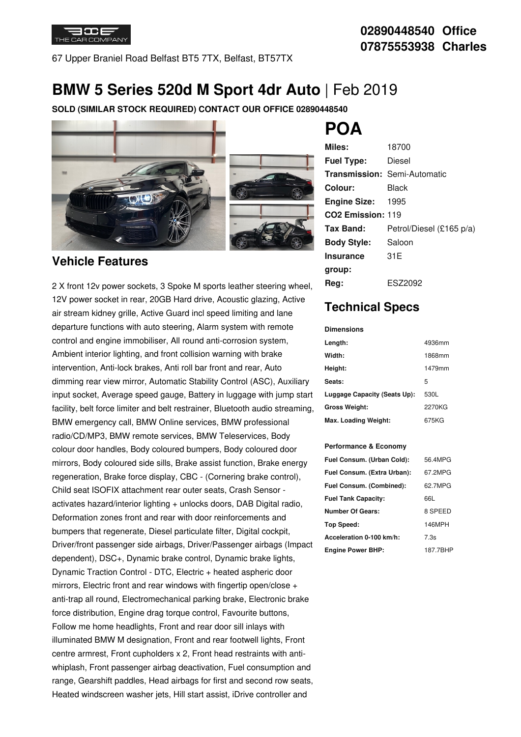THE CAR COMPANY

67 Upper Braniel Road Belfast BT5 7TX, Belfast, BT57TX

**02890448540 Office**
**07875553938 Charles**

# BMW 5 Series 520d M Sport 4dr Auto | Feb 2019

**SOLD (SIMILAR STOCK REQUIRED) CONTACT OUR OFFICE 02890448540**

# POA

| | |
|---|---|
| **Miles:** | 18700 |
| **Fuel Type:** | Diesel |
| **Transmission:** | Semi-Automatic |
| **Colour:** | Black |
| **Engine Size:** | 1995 |
| **CO2 Emission:** | 119 |
| **Tax Band:** | Petrol/Diesel (£165 p/a) |
| **Body Style:** | Saloon |
| **Insurance group:** | 31E |
| **Reg:** | ESZ2092 |

## Vehicle Features

2 X front 12v power sockets, 3 Spoke M sports leather steering wheel, 12V power socket in rear, 20GB Hard drive, Acoustic glazing, Active air stream kidney grille, Active Guard incl speed limiting and lane departure functions with auto steering, Alarm system with remote control and engine immobiliser, All round anti-corrosion system, Ambient interior lighting, and front collision warning with brake intervention, Anti-lock brakes, Anti roll bar front and rear, Auto dimming rear view mirror, Automatic Stability Control (ASC), Auxiliary input socket, Average speed gauge, Battery in luggage with jump start facility, belt force limiter and belt restrainer, Bluetooth audio streaming, BMW emergency call, BMW Online services, BMW professional radio/CD/MP3, BMW remote services, BMW Teleservices, Body colour door handles, Body coloured bumpers, Body coloured door mirrors, Body coloured side sills, Brake assist function, Brake energy regeneration, Brake force display, CBC - (Cornering brake control), Child seat ISOFIX attachment rear outer seats, Crash Sensor - activates hazard/interior lighting + unlocks doors, DAB Digital radio, Deformation zones front and rear with door reinforcements and bumpers that regenerate, Diesel particulate filter, Digital cockpit, Driver/front passenger side airbags, Driver/Passenger airbags (Impact dependent), DSC+, Dynamic brake control, Dynamic brake lights, Dynamic Traction Control - DTC, Electric + heated aspheric door mirrors, Electric front and rear windows with fingertip open/close + anti-trap all round, Electromechanical parking brake, Electronic brake force distribution, Engine drag torque control, Favourite buttons, Follow me home headlights, Front and rear door sill inlays with illuminated BMW M designation, Front and rear footwell lights, Front centre armrest, Front cupholders x 2, Front head restraints with anti-whiplash, Front passenger airbag deactivation, Fuel consumption and range, Gearshift paddles, Head airbags for first and second row seats, Heated windscreen washer jets, Hill start assist, iDrive controller and

## Technical Specs

**Dimensions**

| | |
|---|---|
| **Length:** | 4936mm |
| **Width:** | 1868mm |
| **Height:** | 1479mm |
| **Seats:** | 5 |
| **Luggage Capacity (Seats Up):** | 530L |
| **Gross Weight:** | 2270KG |
| **Max. Loading Weight:** | 675KG |

**Performance & Economy**

| | |
|---|---|
| **Fuel Consum. (Urban Cold):** | 56.4MPG |
| **Fuel Consum. (Extra Urban):** | 67.2MPG |
| **Fuel Consum. (Combined):** | 62.7MPG |
| **Fuel Tank Capacity:** | 66L |
| **Number Of Gears:** | 8 SPEED |
| **Top Speed:** | 146MPH |
| **Acceleration 0-100 km/h:** | 7.3s |
| **Engine Power BHP:** | 187.7BHP |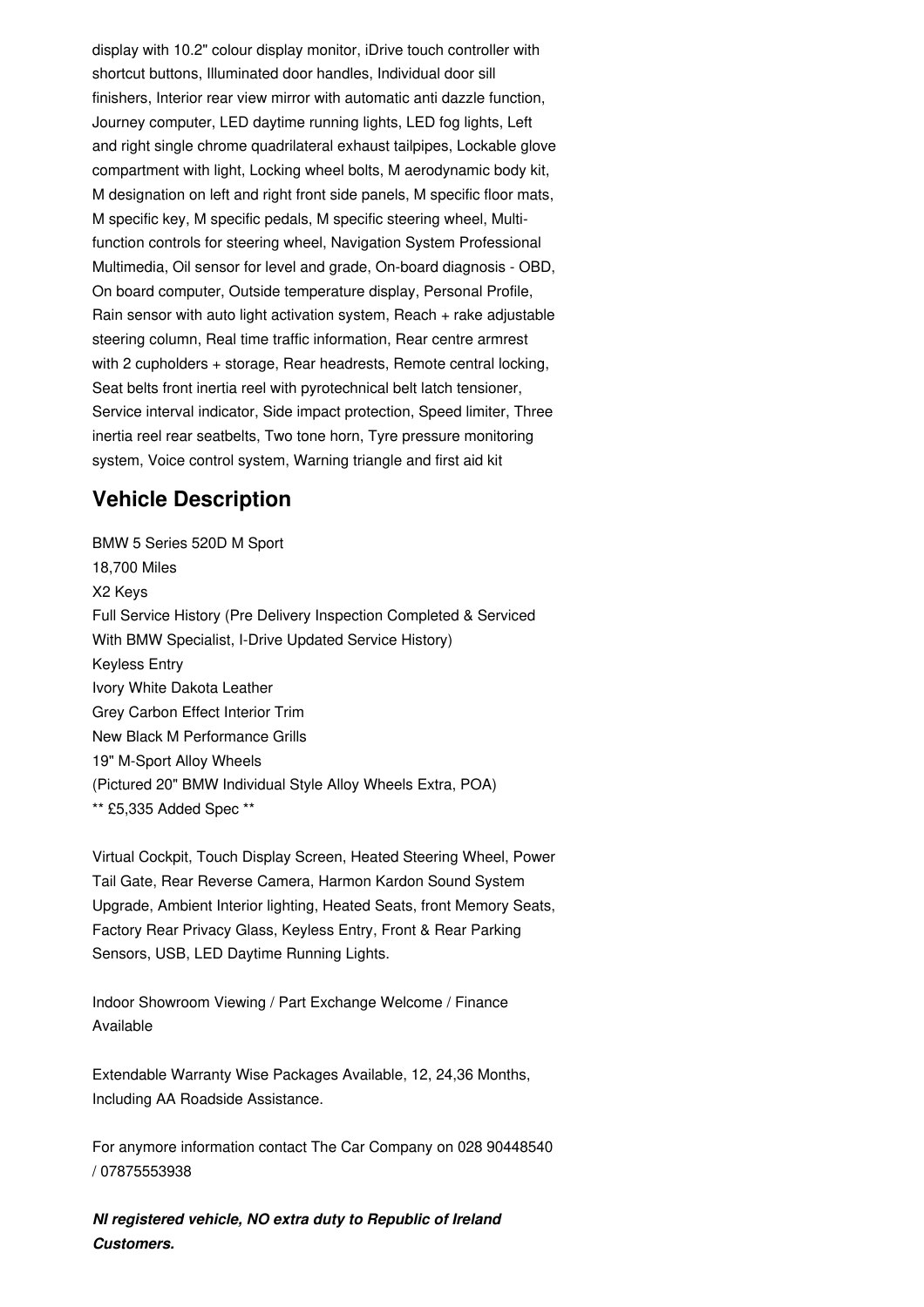display with 10.2" colour display monitor, iDrive touch controller with shortcut buttons, Illuminated door handles, Individual door sill finishers, Interior rear view mirror with automatic anti dazzle function, Journey computer, LED daytime running lights, LED fog lights, Left and right single chrome quadrilateral exhaust tailpipes, Lockable glove compartment with light, Locking wheel bolts, M aerodynamic body kit, M designation on left and right front side panels, M specific floor mats, M specific key, M specific pedals, M specific steering wheel, Multi-function controls for steering wheel, Navigation System Professional Multimedia, Oil sensor for level and grade, On-board diagnosis - OBD, On board computer, Outside temperature display, Personal Profile, Rain sensor with auto light activation system, Reach + rake adjustable steering column, Real time traffic information, Rear centre armrest with 2 cupholders + storage, Rear headrests, Remote central locking, Seat belts front inertia reel with pyrotechnical belt latch tensioner, Service interval indicator, Side impact protection, Speed limiter, Three inertia reel rear seatbelts, Two tone horn, Tyre pressure monitoring system, Voice control system, Warning triangle and first aid kit

## Vehicle Description

BMW 5 Series 520D M Sport
18,700 Miles
X2 Keys
Full Service History (Pre Delivery Inspection Completed & Serviced With BMW Specialist, I-Drive Updated Service History)
Keyless Entry
Ivory White Dakota Leather
Grey Carbon Effect Interior Trim
New Black M Performance Grills
19" M-Sport Alloy Wheels
(Pictured 20" BMW Individual Style Alloy Wheels Extra, POA)
** £5,335 Added Spec **

Virtual Cockpit, Touch Display Screen, Heated Steering Wheel, Power Tail Gate, Rear Reverse Camera, Harmon Kardon Sound System Upgrade, Ambient Interior lighting, Heated Seats, front Memory Seats, Factory Rear Privacy Glass, Keyless Entry, Front & Rear Parking Sensors, USB, LED Daytime Running Lights.

Indoor Showroom Viewing / Part Exchange Welcome / Finance Available

Extendable Warranty Wise Packages Available, 12, 24,36 Months, Including AA Roadside Assistance.

For anymore information contact The Car Company on 028 90448540 / 07875553938

***NI registered vehicle, NO extra duty to Republic of Ireland Customers.***